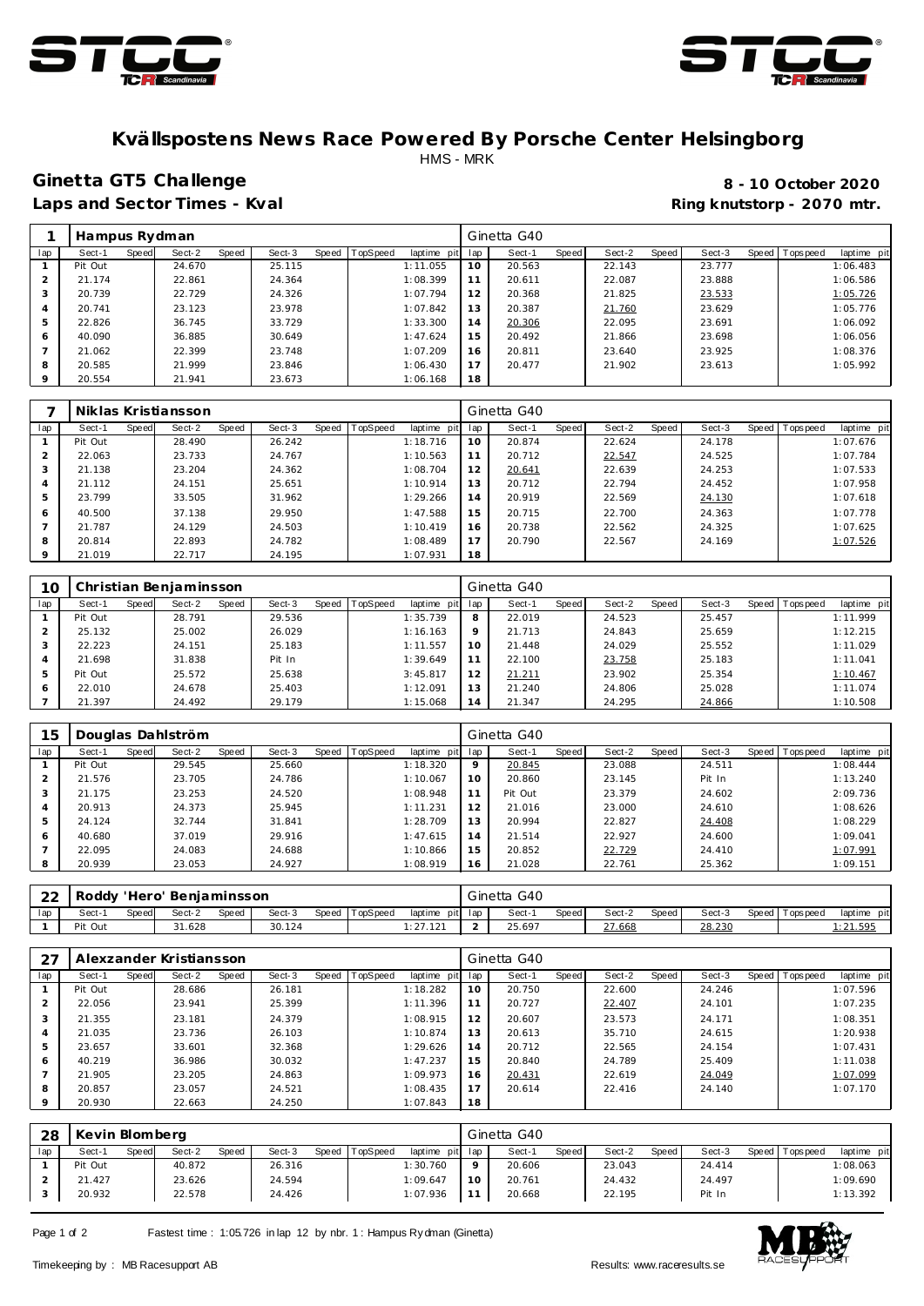# Kvällspostens News Race Powered By Porsche Center Helsingborg

HMS - MRK

**Ginetta GT5 Challenge** — **8 - 10 October 2020**

**Laps and Sector Times - Kval** — **Ring knutstorp - 2070 mtr.**

| 1 | Hampus Rydman | | | | | | | | Ginetta G40 | | | | | | | | |
|---|---|---|---|---|---|---|---|---|---|---|---|---|---|---|---|---|---|
| lap | Sect-1 | Speed | Sect-2 | Speed | Sect-3 | Speed | TopSpeed | laptime pit | lap | Sect-1 | Speed | Sect-2 | Speed | Sect-3 | Speed | Topspeed | laptime pit |
| 1 | Pit Out | | 24.670 | | 25.115 | | | 1:11.055 | 10 | 20.563 | | 22.143 | | 23.777 | | | 1:06.483 |
| 2 | 21.174 | | 22.861 | | 24.364 | | | 1:08.399 | 11 | 20.611 | | 22.087 | | 23.888 | | | 1:06.586 |
| 3 | 20.739 | | 22.729 | | 24.326 | | | 1:07.794 | 12 | 20.368 | | 21.825 | | 23.533 | | | 1:05.726 |
| 4 | 20.741 | | 23.123 | | 23.978 | | | 1:07.842 | 13 | 20.387 | | 21.760 | | 23.629 | | | 1:05.776 |
| 5 | 22.826 | | 36.745 | | 33.729 | | | 1:33.300 | 14 | 20.306 | | 22.095 | | 23.691 | | | 1:06.092 |
| 6 | 40.090 | | 36.885 | | 30.649 | | | 1:47.624 | 15 | 20.492 | | 21.866 | | 23.698 | | | 1:06.056 |
| 7 | 21.062 | | 22.399 | | 23.748 | | | 1:07.209 | 16 | 20.811 | | 23.640 | | 23.925 | | | 1:08.376 |
| 8 | 20.585 | | 21.999 | | 23.846 | | | 1:06.430 | 17 | 20.477 | | 21.902 | | 23.613 | | | 1:05.992 |
| 9 | 20.554 | | 21.941 | | 23.673 | | | 1:06.168 | 18 | | | | | | | | |

| 7 | Niklas Kristiansson | | | | | | | | Ginetta G40 | | | | | | | | |
|---|---|---|---|---|---|---|---|---|---|---|---|---|---|---|---|---|---|
| lap | Sect-1 | Speed | Sect-2 | Speed | Sect-3 | Speed | TopSpeed | laptime pit | lap | Sect-1 | Speed | Sect-2 | Speed | Sect-3 | Speed | Topspeed | laptime pit |
| 1 | Pit Out | | 28.490 | | 26.242 | | | 1:18.716 | 10 | 20.874 | | 22.624 | | 24.178 | | | 1:07.676 |
| 2 | 22.063 | | 23.733 | | 24.767 | | | 1:10.563 | 11 | 20.712 | | 22.547 | | 24.525 | | | 1:07.784 |
| 3 | 21.138 | | 23.204 | | 24.362 | | | 1:08.704 | 12 | 20.641 | | 22.639 | | 24.253 | | | 1:07.533 |
| 4 | 21.112 | | 24.151 | | 25.651 | | | 1:10.914 | 13 | 20.712 | | 22.794 | | 24.452 | | | 1:07.958 |
| 5 | 23.799 | | 33.505 | | 31.962 | | | 1:29.266 | 14 | 20.919 | | 22.569 | | 24.130 | | | 1:07.618 |
| 6 | 40.500 | | 37.138 | | 29.950 | | | 1:47.588 | 15 | 20.715 | | 22.700 | | 24.363 | | | 1:07.778 |
| 7 | 21.787 | | 24.129 | | 24.503 | | | 1:10.419 | 16 | 20.738 | | 22.562 | | 24.325 | | | 1:07.625 |
| 8 | 20.814 | | 22.893 | | 24.782 | | | 1:08.489 | 17 | 20.790 | | 22.567 | | 24.169 | | | 1:07.526 |
| 9 | 21.019 | | 22.717 | | 24.195 | | | 1:07.931 | 18 | | | | | | | | |

| 10 | Christian Benjaminsson | | | | | | | | Ginetta G40 | | | | | | | | |
|---|---|---|---|---|---|---|---|---|---|---|---|---|---|---|---|---|---|
| lap | Sect-1 | Speed | Sect-2 | Speed | Sect-3 | Speed | TopSpeed | laptime pit | lap | Sect-1 | Speed | Sect-2 | Speed | Sect-3 | Speed | Topspeed | laptime pit |
| 1 | Pit Out | | 28.791 | | 29.536 | | | 1:35.739 | 8 | 22.019 | | 24.523 | | 25.457 | | | 1:11.999 |
| 2 | 25.132 | | 25.002 | | 26.029 | | | 1:16.163 | 9 | 21.713 | | 24.843 | | 25.659 | | | 1:12.215 |
| 3 | 22.223 | | 24.151 | | 25.183 | | | 1:11.557 | 10 | 21.448 | | 24.029 | | 25.552 | | | 1:11.029 |
| 4 | 21.698 | | 31.838 | | Pit In | | | 1:39.649 | 11 | 22.100 | | 23.758 | | 25.183 | | | 1:11.041 |
| 5 | Pit Out | | 25.572 | | 25.638 | | | 3:45.817 | 12 | 21.211 | | 23.902 | | 25.354 | | | 1:10.467 |
| 6 | 22.010 | | 24.678 | | 25.403 | | | 1:12.091 | 13 | 21.240 | | 24.806 | | 25.028 | | | 1:11.074 |
| 7 | 21.397 | | 24.492 | | 29.179 | | | 1:15.068 | 14 | 21.347 | | 24.295 | | 24.866 | | | 1:10.508 |

| 15 | Douglas Dahlström | | | | | | | | Ginetta G40 | | | | | | | | |
|---|---|---|---|---|---|---|---|---|---|---|---|---|---|---|---|---|---|
| lap | Sect-1 | Speed | Sect-2 | Speed | Sect-3 | Speed | TopSpeed | laptime pit | lap | Sect-1 | Speed | Sect-2 | Speed | Sect-3 | Speed | Topspeed | laptime pit |
| 1 | Pit Out | | 29.545 | | 25.660 | | | 1:18.320 | 9 | 20.845 | | 23.088 | | 24.511 | | | 1:08.444 |
| 2 | 21.576 | | 23.705 | | 24.786 | | | 1:10.067 | 10 | 20.860 | | 23.145 | | Pit In | | | 1:13.240 |
| 3 | 21.175 | | 23.253 | | 24.520 | | | 1:08.948 | 11 | Pit Out | | 23.379 | | 24.602 | | | 2:09.736 |
| 4 | 20.913 | | 24.373 | | 25.945 | | | 1:11.231 | 12 | 21.016 | | 23.000 | | 24.610 | | | 1:08.626 |
| 5 | 24.124 | | 32.744 | | 31.841 | | | 1:28.709 | 13 | 20.994 | | 22.827 | | 24.408 | | | 1:08.229 |
| 6 | 40.680 | | 37.019 | | 29.916 | | | 1:47.615 | 14 | 21.514 | | 22.927 | | 24.600 | | | 1:09.041 |
| 7 | 22.095 | | 24.083 | | 24.688 | | | 1:10.866 | 15 | 20.852 | | 22.729 | | 24.410 | | | 1:07.991 |
| 8 | 20.939 | | 23.053 | | 24.927 | | | 1:08.919 | 16 | 21.028 | | 22.761 | | 25.362 | | | 1:09.151 |

| 22 | Roddy 'Hero' Benjaminsson | | | | | | | | Ginetta G40 | | | | | | | | |
|---|---|---|---|---|---|---|---|---|---|---|---|---|---|---|---|---|---|
| lap | Sect-1 | Speed | Sect-2 | Speed | Sect-3 | Speed | TopSpeed | laptime pit | lap | Sect-1 | Speed | Sect-2 | Speed | Sect-3 | Speed | Topspeed | laptime pit |
| 1 | Pit Out | | 31.628 | | 30.124 | | | 1:27.121 | 2 | 25.697 | | 27.668 | | 28.230 | | | 1:21.595 |

| 27 | Alexzander Kristiansson | | | | | | | | Ginetta G40 | | | | | | | | |
|---|---|---|---|---|---|---|---|---|---|---|---|---|---|---|---|---|---|
| lap | Sect-1 | Speed | Sect-2 | Speed | Sect-3 | Speed | TopSpeed | laptime pit | lap | Sect-1 | Speed | Sect-2 | Speed | Sect-3 | Speed | Topspeed | laptime pit |
| 1 | Pit Out | | 28.686 | | 26.181 | | | 1:18.282 | 10 | 20.750 | | 22.600 | | 24.246 | | | 1:07.596 |
| 2 | 22.056 | | 23.941 | | 25.399 | | | 1:11.396 | 11 | 20.727 | | 22.407 | | 24.101 | | | 1:07.235 |
| 3 | 21.355 | | 23.181 | | 24.379 | | | 1:08.915 | 12 | 20.607 | | 23.573 | | 24.171 | | | 1:08.351 |
| 4 | 21.035 | | 23.736 | | 26.103 | | | 1:10.874 | 13 | 20.613 | | 35.710 | | 24.615 | | | 1:20.938 |
| 5 | 23.657 | | 33.601 | | 32.368 | | | 1:29.626 | 14 | 20.712 | | 22.565 | | 24.154 | | | 1:07.431 |
| 6 | 40.219 | | 36.986 | | 30.032 | | | 1:47.237 | 15 | 20.840 | | 24.789 | | 25.409 | | | 1:11.038 |
| 7 | 21.905 | | 23.205 | | 24.863 | | | 1:09.973 | 16 | 20.431 | | 22.619 | | 24.049 | | | 1:07.099 |
| 8 | 20.857 | | 23.057 | | 24.521 | | | 1:08.435 | 17 | 20.614 | | 22.416 | | 24.140 | | | 1:07.170 |
| 9 | 20.930 | | 22.663 | | 24.250 | | | 1:07.843 | 18 | | | | | | | | |

| 28 | Kevin Blomberg | | | | | | | | Ginetta G40 | | | | | | | | |
|---|---|---|---|---|---|---|---|---|---|---|---|---|---|---|---|---|---|
| lap | Sect-1 | Speed | Sect-2 | Speed | Sect-3 | Speed | TopSpeed | laptime pit | lap | Sect-1 | Speed | Sect-2 | Speed | Sect-3 | Speed | Topspeed | laptime pit |
| 1 | Pit Out | | 40.872 | | 26.316 | | | 1:30.760 | 9 | 20.606 | | 23.043 | | 24.414 | | | 1:08.063 |
| 2 | 21.427 | | 23.626 | | 24.594 | | | 1:09.647 | 10 | 20.761 | | 24.432 | | 24.497 | | | 1:09.690 |
| 3 | 20.932 | | 22.578 | | 24.426 | | | 1:07.936 | 11 | 20.668 | | 22.195 | | Pit In | | | 1:13.392 |

Fastest time : 1:05.726 in lap 12 by nbr. 1 : Hampus Rydman (Ginetta)

Timekeeping by : MB Racesupport AB — Results: www.raceresults.se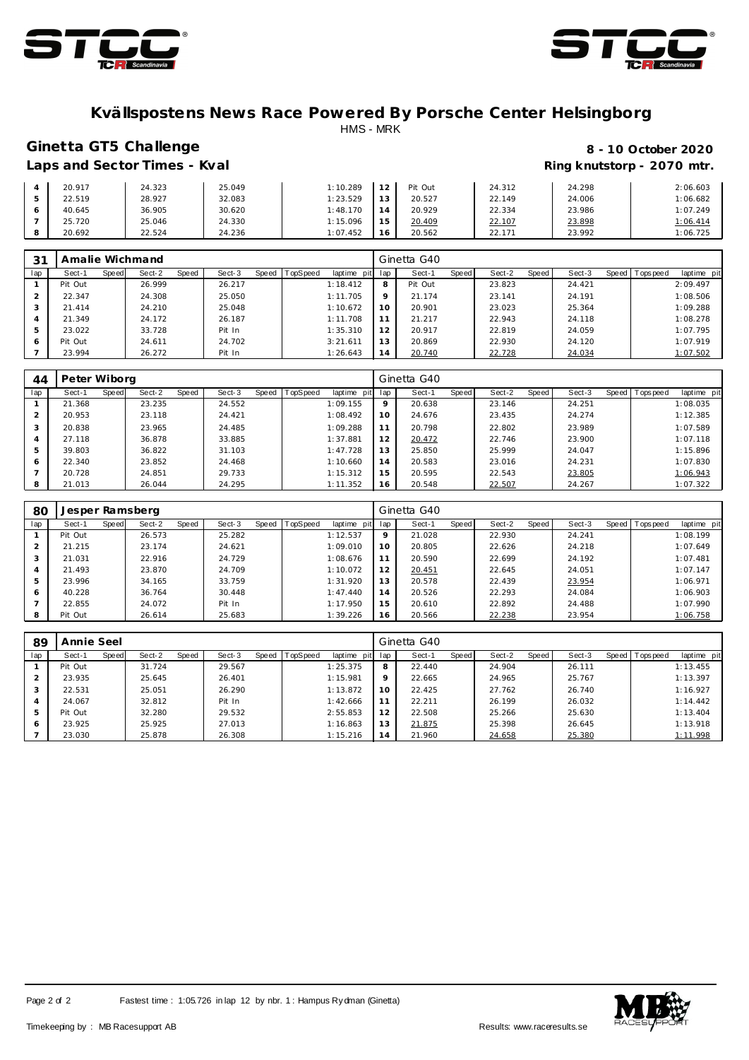# Kvällspostens News Race Powered By Porsche Center Helsingborg

HMS - MRK

## Ginetta GT5 Challenge

**8 - 10 October 2020**

### Laps and Sector Times - Kval

**Ring knutstorp - 2070 mtr.**

| lap | Sect-1 | Speed | Sect-2 | Speed | Sect-3 | Speed | TopSpeed | laptime pit | lap | Sect-1 | Speed | Sect-2 | Speed | Sect-3 | Speed | Topspeed | laptime pit |
|---|---|---|---|---|---|---|---|---|---|---|---|---|---|---|---|---|---|
| 4 | 20.917 | | 24.323 | | 25.049 | | | 1:10.289 | 12 | Pit Out | | 24.312 | | 24.298 | | | 2:06.603 |
| 5 | 22.519 | | 28.927 | | 32.083 | | | 1:23.529 | 13 | 20.527 | | 22.149 | | 24.006 | | | 1:06.682 |
| 6 | 40.645 | | 36.905 | | 30.620 | | | 1:48.170 | 14 | 20.929 | | 22.334 | | 23.986 | | | 1:07.249 |
| 7 | 25.720 | | 25.046 | | 24.330 | | | 1:15.096 | 15 | 20.409 | | 22.107 | | 23.898 | | | 1:06.414 |
| 8 | 20.692 | | 22.524 | | 24.236 | | | 1:07.452 | 16 | 20.562 | | 22.171 | | 23.992 | | | 1:06.725 |

**31 Amalie Wichmand** — Ginetta G40

| lap | Sect-1 | Speed | Sect-2 | Speed | Sect-3 | Speed | TopSpeed | laptime pit | lap | Sect-1 | Speed | Sect-2 | Speed | Sect-3 | Speed | Topspeed | laptime pit |
|---|---|---|---|---|---|---|---|---|---|---|---|---|---|---|---|---|---|
| 1 | Pit Out | | 26.999 | | 26.217 | | | 1:18.412 | 8 | Pit Out | | 23.823 | | 24.421 | | | 2:09.497 |
| 2 | 22.347 | | 24.308 | | 25.050 | | | 1:11.705 | 9 | 21.174 | | 23.141 | | 24.191 | | | 1:08.506 |
| 3 | 21.414 | | 24.210 | | 25.048 | | | 1:10.672 | 10 | 20.901 | | 23.023 | | 25.364 | | | 1:09.288 |
| 4 | 21.349 | | 24.172 | | 26.187 | | | 1:11.708 | 11 | 21.217 | | 22.943 | | 24.118 | | | 1:08.278 |
| 5 | 23.022 | | 33.728 | | Pit In | | | 1:35.310 | 12 | 20.917 | | 22.819 | | 24.059 | | | 1:07.795 |
| 6 | Pit Out | | 24.611 | | 24.702 | | | 3:21.611 | 13 | 20.869 | | 22.930 | | 24.120 | | | 1:07.919 |
| 7 | 23.994 | | 26.272 | | Pit In | | | 1:26.643 | 14 | 20.740 | | 22.728 | | 24.034 | | | 1:07.502 |

**44 Peter Wiborg** — Ginetta G40

| lap | Sect-1 | Speed | Sect-2 | Speed | Sect-3 | Speed | TopSpeed | laptime pit | lap | Sect-1 | Speed | Sect-2 | Speed | Sect-3 | Speed | Topspeed | laptime pit |
|---|---|---|---|---|---|---|---|---|---|---|---|---|---|---|---|---|---|
| 1 | 21.368 | | 23.235 | | 24.552 | | | 1:09.155 | 9 | 20.638 | | 23.146 | | 24.251 | | | 1:08.035 |
| 2 | 20.953 | | 23.118 | | 24.421 | | | 1:08.492 | 10 | 24.676 | | 23.435 | | 24.274 | | | 1:12.385 |
| 3 | 20.838 | | 23.965 | | 24.485 | | | 1:09.288 | 11 | 20.798 | | 22.802 | | 23.989 | | | 1:07.589 |
| 4 | 27.118 | | 36.878 | | 33.885 | | | 1:37.881 | 12 | 20.472 | | 22.746 | | 23.900 | | | 1:07.118 |
| 5 | 39.803 | | 36.822 | | 31.103 | | | 1:47.728 | 13 | 25.850 | | 25.999 | | 24.047 | | | 1:15.896 |
| 6 | 22.340 | | 23.852 | | 24.468 | | | 1:10.660 | 14 | 20.583 | | 23.016 | | 24.231 | | | 1:07.830 |
| 7 | 20.728 | | 24.851 | | 29.733 | | | 1:15.312 | 15 | 20.595 | | 22.543 | | 23.805 | | | 1:06.943 |
| 8 | 21.013 | | 26.044 | | 24.295 | | | 1:11.352 | 16 | 20.548 | | 22.507 | | 24.267 | | | 1:07.322 |

**80 Jesper Ramsberg** — Ginetta G40

| lap | Sect-1 | Speed | Sect-2 | Speed | Sect-3 | Speed | TopSpeed | laptime pit | lap | Sect-1 | Speed | Sect-2 | Speed | Sect-3 | Speed | Topspeed | laptime pit |
|---|---|---|---|---|---|---|---|---|---|---|---|---|---|---|---|---|---|
| 1 | Pit Out | | 26.573 | | 25.282 | | | 1:12.537 | 9 | 21.028 | | 22.930 | | 24.241 | | | 1:08.199 |
| 2 | 21.215 | | 23.174 | | 24.621 | | | 1:09.010 | 10 | 20.805 | | 22.626 | | 24.218 | | | 1:07.649 |
| 3 | 21.031 | | 22.916 | | 24.729 | | | 1:08.676 | 11 | 20.590 | | 22.699 | | 24.192 | | | 1:07.481 |
| 4 | 21.493 | | 23.870 | | 24.709 | | | 1:10.072 | 12 | 20.451 | | 22.645 | | 24.051 | | | 1:07.147 |
| 5 | 23.996 | | 34.165 | | 33.759 | | | 1:31.920 | 13 | 20.578 | | 22.439 | | 23.954 | | | 1:06.971 |
| 6 | 40.228 | | 36.764 | | 30.448 | | | 1:47.440 | 14 | 20.526 | | 22.293 | | 24.084 | | | 1:06.903 |
| 7 | 22.855 | | 24.072 | | Pit In | | | 1:17.950 | 15 | 20.610 | | 22.892 | | 24.488 | | | 1:07.990 |
| 8 | Pit Out | | 26.614 | | 25.683 | | | 1:39.226 | 16 | 20.566 | | 22.238 | | 23.954 | | | 1:06.758 |

**89 Annie Seel** — Ginetta G40

| lap | Sect-1 | Speed | Sect-2 | Speed | Sect-3 | Speed | TopSpeed | laptime pit | lap | Sect-1 | Speed | Sect-2 | Speed | Sect-3 | Speed | Topspeed | laptime pit |
|---|---|---|---|---|---|---|---|---|---|---|---|---|---|---|---|---|---|
| 1 | Pit Out | | 31.724 | | 29.567 | | | 1:25.375 | 8 | 22.440 | | 24.904 | | 26.111 | | | 1:13.455 |
| 2 | 23.935 | | 25.645 | | 26.401 | | | 1:15.981 | 9 | 22.665 | | 24.965 | | 25.767 | | | 1:13.397 |
| 3 | 22.531 | | 25.051 | | 26.290 | | | 1:13.872 | 10 | 22.425 | | 27.762 | | 26.740 | | | 1:16.927 |
| 4 | 24.067 | | 32.812 | | Pit In | | | 1:42.666 | 11 | 22.211 | | 26.199 | | 26.032 | | | 1:14.442 |
| 5 | Pit Out | | 32.280 | | 29.532 | | | 2:55.853 | 12 | 22.508 | | 25.266 | | 25.630 | | | 1:13.404 |
| 6 | 23.925 | | 25.925 | | 27.013 | | | 1:16.863 | 13 | 21.875 | | 25.398 | | 26.645 | | | 1:13.918 |
| 7 | 23.030 | | 25.878 | | 26.308 | | | 1:15.216 | 14 | 21.960 | | 24.658 | | 25.380 | | | 1:11.998 |

Fastest time : 1:05.726 in lap 12 by nbr. 1 : Hampus Rydman (Ginetta)

Timekeeping by : MB Racesupport AB

Results: www.raceresults.se